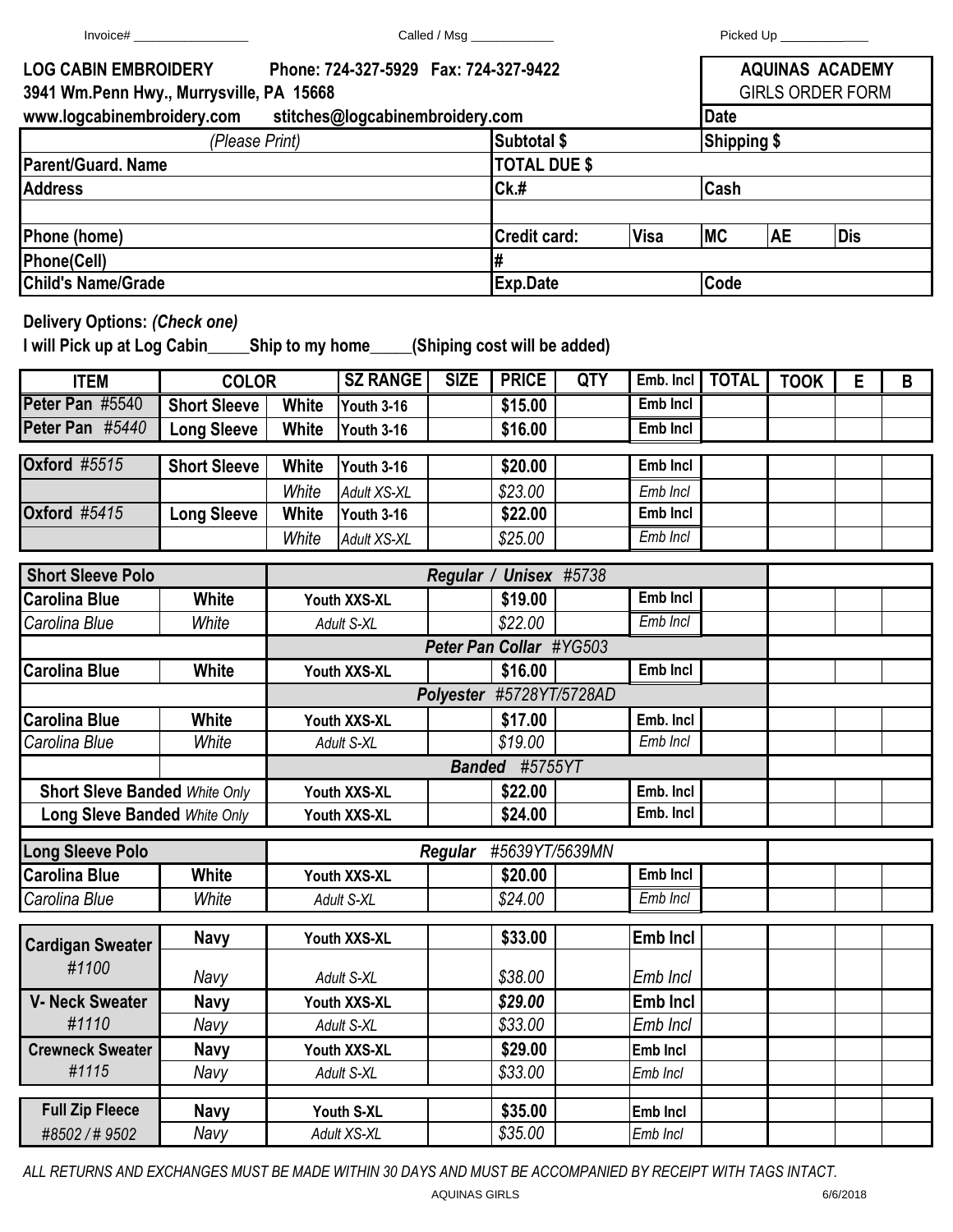Invoice# ________________ Called / Msg ____________ Picked Up _____________

**LOG CABIN EMBROIDERY** **Phone: 724-327-5929 Fax: 724-327-9422**
**3941 Wm.Penn Hwy., Murrysville, PA 15668**
**www.logcabinembroidery.com** **stitches@logcabinembroidery.com**

**AQUINAS ACADEMY**
GIRLS ORDER FORM

| *(Please Print)* | Subtotal $ | | Date / Shipping $ | | |
|---|---|---|---|---|---|
| **Parent/Guard. Name** | **TOTAL DUE $** | | | | |
| **Address** | **Ck.#** | | **Cash** | | |
| | | | | | |
| **Phone (home)** | **Credit card:** | **Visa** | **MC** | **AE** | **Dis** |
| **Phone(Cell)** | **#** | | | | |
| **Child's Name/Grade** | **Exp.Date** | | **Code** | | |

**Delivery Options:** ***(Check one)***

**I will Pick up at Log Cabin_____Ship to my home_____(Shiping cost will be added)**

| ITEM | COLOR | | SZ RANGE | SIZE | PRICE | QTY | Emb. Incl | TOTAL | TOOK | E | B |
|---|---|---|---|---|---|---|---|---|---|---|---|
| **Peter Pan** #5540 | **Short Sleeve** | **White** | **Youth 3-16** | | **$15.00** | | **Emb Incl** | | | | |
| **Peter Pan** *#5440* | **Long Sleeve** | **White** | **Youth 3-16** | | **$16.00** | | **Emb Incl** | | | | |
| **Oxford** *#5515* | **Short Sleeve** | **White** | **Youth 3-16** | | **$20.00** | | **Emb Incl** | | | | |
| | | *White* | *Adult XS-XL* | | *$23.00* | | *Emb Incl* | | | | |
| **Oxford** *#5415* | **Long Sleeve** | **White** | **Youth 3-16** | | **$22.00** | | **Emb Incl** | | | | |
| | | *White* | *Adult XS-XL* | | *$25.00* | | *Emb Incl* | | | | |
| **Short Sleeve Polo** | | ***Regular / Unisex*** *#5738* | | | | | | | | | |
| **Carolina Blue** | **White** | **Youth XXS-XL** | | | **$19.00** | | **Emb Incl** | | | | |
| *Carolina Blue* | *White* | *Adult S-XL* | | | *$22.00* | | *Emb Incl* | | | | |
| | | ***Peter Pan Collar*** *#YG503* | | | | | | | | | |
| **Carolina Blue** | **White** | **Youth XXS-XL** | | | **$16.00** | | **Emb Incl** | | | | |
| | | ***Polyester*** *#5728YT/5728AD* | | | | | | | | | |
| **Carolina Blue** | **White** | **Youth XXS-XL** | | | **$17.00** | | **Emb. Incl** | | | | |
| *Carolina Blue* | *White* | *Adult S-XL* | | | *$19.00* | | *Emb Incl* | | | | |
| | | ***Banded*** *#5755YT* | | | | | | | | | |
| **Short Sleve Banded** *White Only* | | **Youth XXS-XL** | | | **$22.00** | | **Emb. Incl** | | | | |
| **Long Sleve Banded** *White Only* | | **Youth XXS-XL** | | | **$24.00** | | **Emb. Incl** | | | | |
| **Long Sleeve Polo** | | ***Regular*** *#5639YT/5639MN* | | | | | | | | | |
| **Carolina Blue** | **White** | **Youth XXS-XL** | | | **$20.00** | | **Emb Incl** | | | | |
| *Carolina Blue* | *White* | *Adult S-XL* | | | *$24.00* | | *Emb Incl* | | | | |
| **Cardigan Sweater** *#1100* | **Navy** | **Youth XXS-XL** | | | **$33.00** | | **Emb Incl** | | | | |
| | *Navy* | *Adult S-XL* | | | *$38.00* | | *Emb Incl* | | | | |
| **V- Neck Sweater** *#1110* | **Navy** | **Youth XXS-XL** | | | ***$29.00*** | | **Emb Incl** | | | | |
| | *Navy* | *Adult S-XL* | | | *$33.00* | | *Emb Incl* | | | | |
| **Crewneck Sweater** *#1115* | **Navy** | **Youth XXS-XL** | | | **$29.00** | | **Emb Incl** | | | | |
| | *Navy* | *Adult S-XL* | | | *$33.00* | | *Emb Incl* | | | | |
| **Full Zip Fleece** *#8502 / # 9502* | **Navy** | **Youth S-XL** | | | **$35.00** | | **Emb Incl** | | | | |
| | *Navy* | *Adult XS-XL* | | | *$35.00* | | *Emb Incl* | | | | |

*ALL RETURNS AND EXCHANGES MUST BE MADE WITHIN 30 DAYS AND MUST BE ACCOMPANIED BY RECEIPT WITH TAGS INTACT.*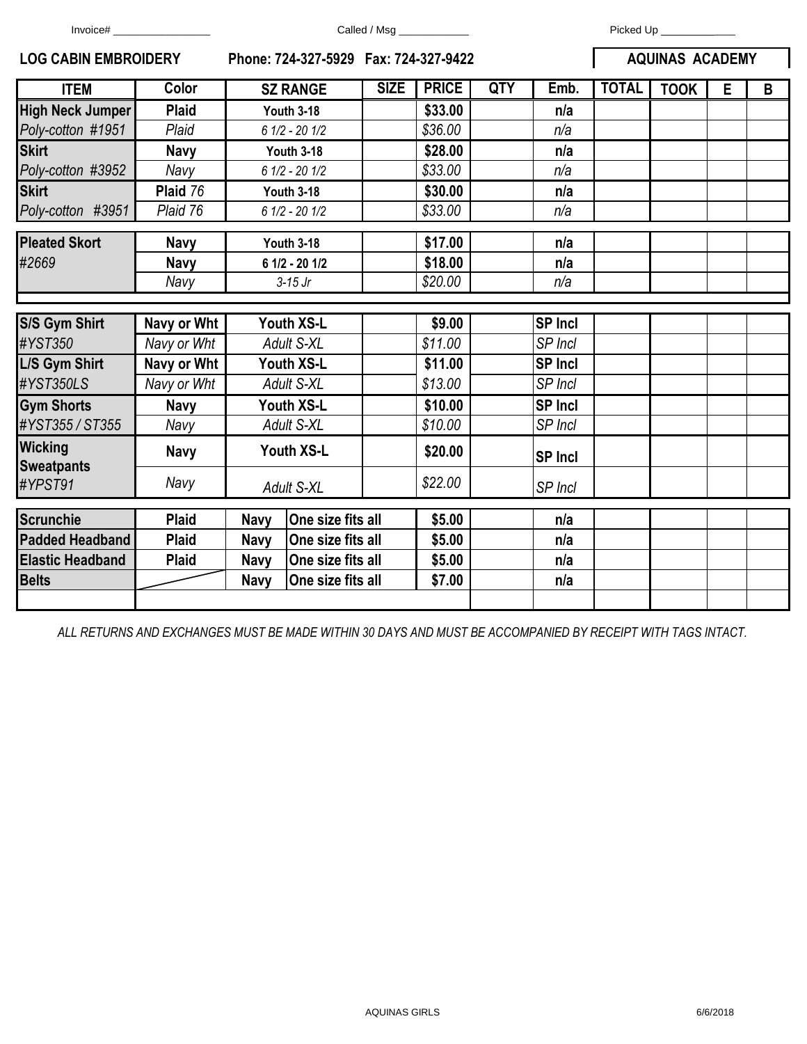Invoice# ________________ Called / Msg ____________ Picked Up _____________

**LOG CABIN EMBROIDERY** **Phone: 724-327-5929 Fax: 724-327-9422** **AQUINAS ACADEMY**

| ITEM | Color | SZ RANGE | | SIZE | PRICE | QTY | Emb. | TOTAL | TOOK | E | B |
|---|---|---|---|---|---|---|---|---|---|---|---|
| **High Neck Jumper** | **Plaid** | **Youth 3-18** | | | **$33.00** | | **n/a** | | | | |
| *Poly-cotton #1951* | *Plaid* | *6 1/2 - 20 1/2* | | | *$36.00* | | *n/a* | | | | |
| **Skirt** | **Navy** | **Youth 3-18** | | | **$28.00** | | **n/a** | | | | |
| *Poly-cotton #3952* | *Navy* | *6 1/2 - 20 1/2* | | | *$33.00* | | *n/a* | | | | |
| **Skirt** | **Plaid** *76* | **Youth 3-18** | | | **$30.00** | | **n/a** | | | | |
| *Poly-cotton #3951* | *Plaid 76* | *6 1/2 - 20 1/2* | | | *$33.00* | | *n/a* | | | | |
| **Pleated Skort** | **Navy** | **Youth 3-18** | | | **$17.00** | | **n/a** | | | | |
| *#2669* | **Navy** | **6 1/2 - 20 1/2** | | | **$18.00** | | **n/a** | | | | |
| | *Navy* | *3-15 Jr* | | | *$20.00* | | *n/a* | | | | |
| **S/S Gym Shirt** | **Navy or Wht** | **Youth XS-L** | | | **$9.00** | | **SP Incl** | | | | |
| *#YST350* | *Navy or Wht* | *Adult S-XL* | | | *$11.00* | | *SP Incl* | | | | |
| **L/S Gym Shirt** | **Navy or Wht** | **Youth XS-L** | | | **$11.00** | | **SP Incl** | | | | |
| *#YST350LS* | *Navy or Wht* | *Adult S-XL* | | | *$13.00* | | *SP Incl* | | | | |
| **Gym Shorts** | **Navy** | **Youth XS-L** | | | **$10.00** | | **SP Incl** | | | | |
| *#YST355 / ST355* | *Navy* | *Adult S-XL* | | | *$10.00* | | *SP Incl* | | | | |
| **Wicking Sweatpants** | **Navy** | **Youth XS-L** | | | **$20.00** | | **SP Incl** | | | | |
| *#YPST91* | *Navy* | *Adult S-XL* | | | *$22.00* | | *SP Incl* | | | | |
| **Scrunchie** | **Plaid** | **Navy** | **One size fits all** | | **$5.00** | | **n/a** | | | | |
| **Padded Headband** | **Plaid** | **Navy** | **One size fits all** | | **$5.00** | | **n/a** | | | | |
| **Elastic Headband** | **Plaid** | **Navy** | **One size fits all** | | **$5.00** | | **n/a** | | | | |
| **Belts** | | **Navy** | **One size fits all** | | **$7.00** | | **n/a** | | | | |
| | | | | | | | | | | | |

*ALL RETURNS AND EXCHANGES MUST BE MADE WITHIN 30 DAYS AND MUST BE ACCOMPANIED BY RECEIPT WITH TAGS INTACT.*

AQUINAS GIRLS 6/6/2018